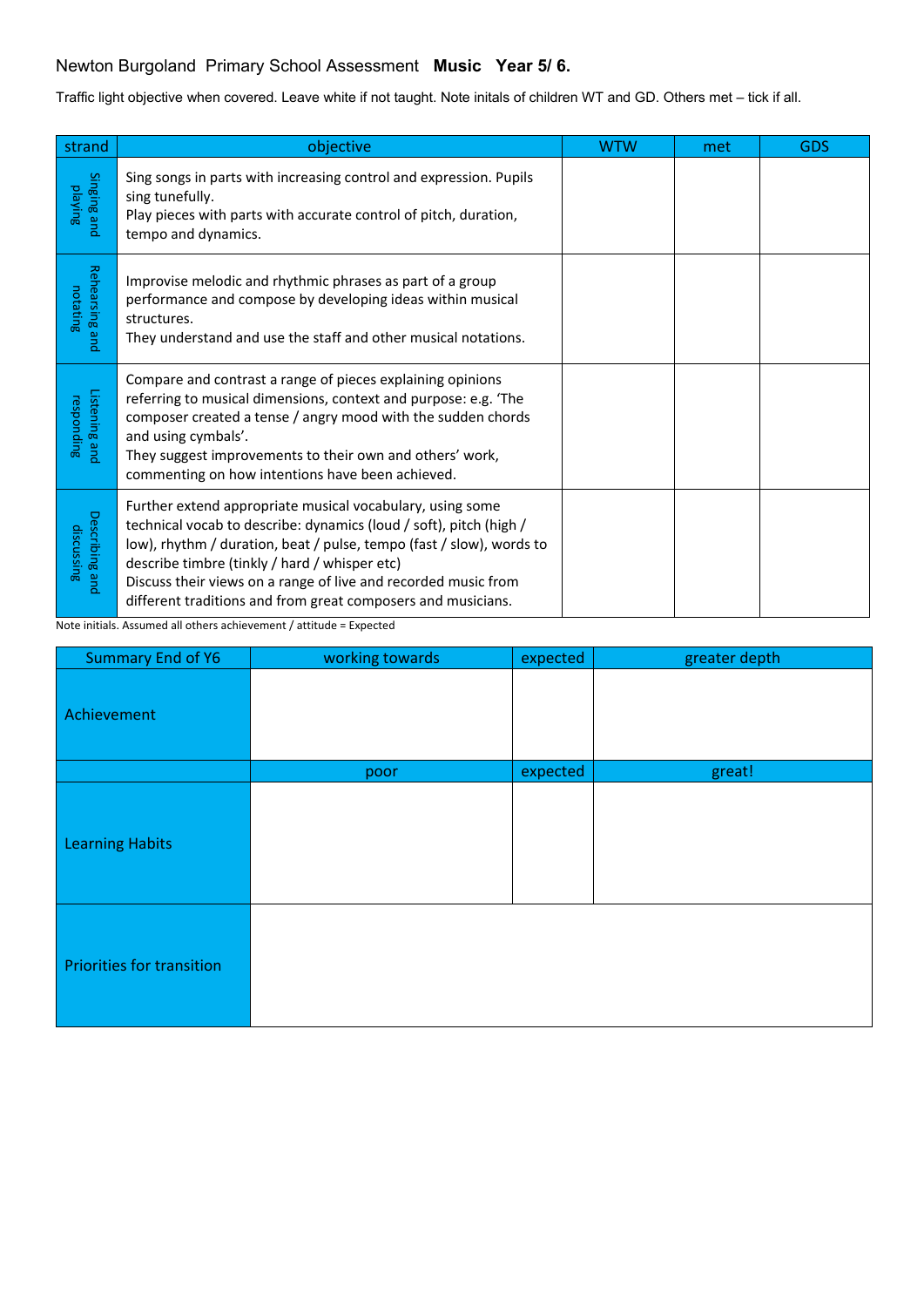Newton Burgoland Primary School Assessment **Music Year 5/ 6.**

Traffic light objective when covered. Leave white if not taught. Note initals of children WT and GD. Others met – tick if all.

| strand | objective | WTW | met | GDS |
|---|---|---|---|---|
| Singing and playing | Sing songs in parts with increasing control and expression. Pupils sing tunefully.<br>Play pieces with parts with accurate control of pitch, duration, tempo and dynamics. | | | |
| Rehearsing and notating | Improvise melodic and rhythmic phrases as part of a group performance and compose by developing ideas within musical structures.<br>They understand and use the staff and other musical notations. | | | |
| Listening and responding | Compare and contrast a range of pieces explaining opinions referring to musical dimensions, context and purpose: e.g. 'The composer created a tense / angry mood with the sudden chords and using cymbals'.<br>They suggest improvements to their own and others' work, commenting on how intentions have been achieved. | | | |
| Describing and discussing | Further extend appropriate musical vocabulary, using some technical vocab to describe: dynamics (loud / soft), pitch (high / low), rhythm / duration, beat / pulse, tempo (fast / slow), words to describe timbre (tinkly / hard / whisper etc)<br>Discuss their views on a range of live and recorded music from different traditions and from great composers and musicians. | | | |

Note initials. Assumed all others achievement / attitude = Expected

| Summary End of Y6 | working towards | expected | greater depth |
|---|---|---|---|
| Achievement | | | |
| | poor | expected | great! |
| Learning Habits | | | |
| Priorities for transition | | | |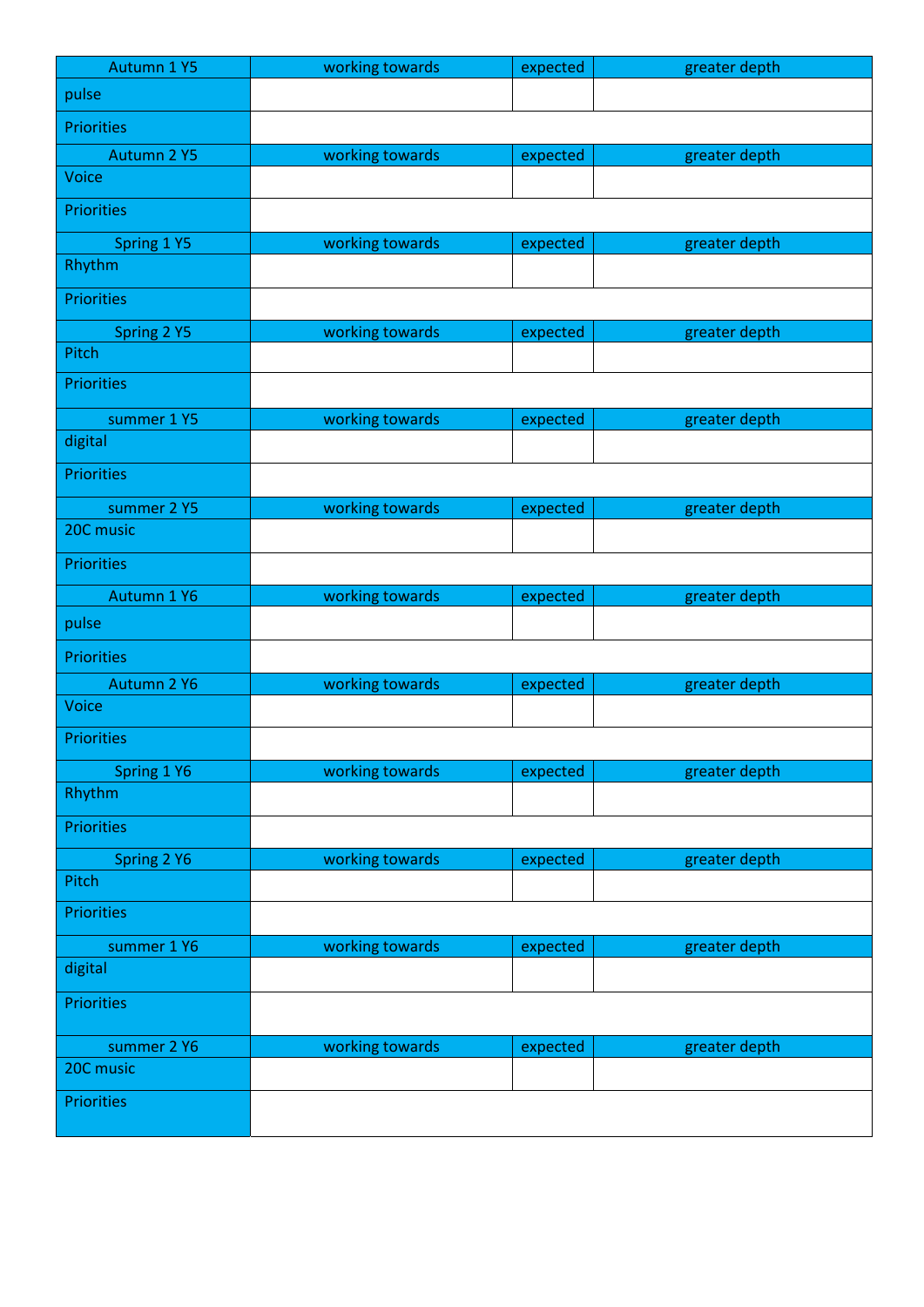| Autumn 1 Y5 | working towards | expected | greater depth |
|---|---|---|---|
| pulse | | | |
| Priorities | | | |
| Autumn 2 Y5 | working towards | expected | greater depth |
| Voice | | | |
| Priorities | | | |
| Spring 1 Y5 | working towards | expected | greater depth |
| Rhythm | | | |
| Priorities | | | |
| Spring 2 Y5 | working towards | expected | greater depth |
| Pitch | | | |
| Priorities | | | |
| summer 1 Y5 | working towards | expected | greater depth |
| digital | | | |
| Priorities | | | |
| summer 2 Y5 | working towards | expected | greater depth |
| 20C music | | | |
| Priorities | | | |
| Autumn 1 Y6 | working towards | expected | greater depth |
| pulse | | | |
| Priorities | | | |
| Autumn 2 Y6 | working towards | expected | greater depth |
| Voice | | | |
| Priorities | | | |
| Spring 1 Y6 | working towards | expected | greater depth |
| Rhythm | | | |
| Priorities | | | |
| Spring 2 Y6 | working towards | expected | greater depth |
| Pitch | | | |
| Priorities | | | |
| summer 1 Y6 | working towards | expected | greater depth |
| digital | | | |
| Priorities | | | |
| summer 2 Y6 | working towards | expected | greater depth |
| 20C music | | | |
| Priorities | | | |